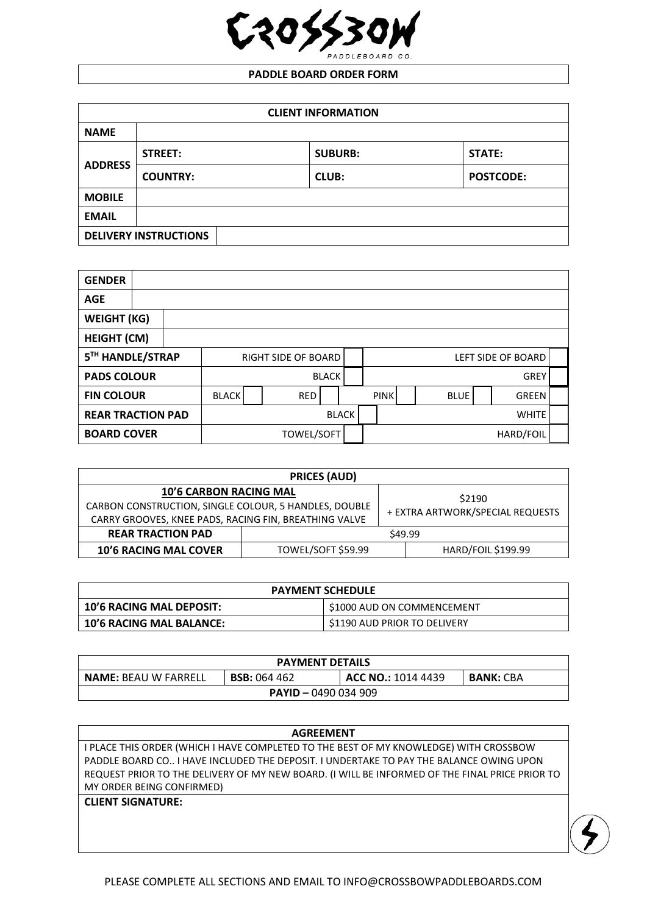# CROSSBOW

PADDLEBOARD CO.

## PADDLE BOARD ORDER FORM

| CLIENT INFORMATION | | | |
|---|---|---|---|
| **NAME** | | | |
| **ADDRESS** | **STREET:** | **SUBURB:** | **STATE:** |
| | **COUNTRY:** | **CLUB:** | **POSTCODE:** |
| **MOBILE** | | | |
| **EMAIL** | | | |
| **DELIVERY INSTRUCTIONS** | | | |

| | | | | | | | | | | |
|---|---|---|---|---|---|---|---|---|---|---|
| **GENDER** | | | | | | | | | | |
| **AGE** | | | | | | | | | | |
| **WEIGHT (KG)** | | | | | | | | | | |
| **HEIGHT (CM)** | | | | | | | | | | |
| **5TH HANDLE/STRAP** | RIGHT SIDE OF BOARD | | | | | | LEFT SIDE OF BOARD | | | |
| **PADS COLOUR** | BLACK | | | | | | GREY | | | |
| **FIN COLOUR** | BLACK | | RED | | PINK | | BLUE | | GREEN | |
| **REAR TRACTION PAD** | BLACK | | | | | | WHITE | | | |
| **BOARD COVER** | TOWEL/SOFT | | | | | | HARD/FOIL | | | |

| PRICES (AUD) | | |
|---|---|---|
| **10'6 CARBON RACING MAL**<br>CARBON CONSTRUCTION, SINGLE COLOUR, 5 HANDLES, DOUBLE CARRY GROOVES, KNEE PADS, RACING FIN, BREATHING VALVE | | \$2190<br>+ EXTRA ARTWORK/SPECIAL REQUESTS |
| **REAR TRACTION PAD** | \$49.99 | |
| **10'6 RACING MAL COVER** | TOWEL/SOFT \$59.99 | HARD/FOIL \$199.99 |

| PAYMENT SCHEDULE | |
|---|---|
| **10'6 RACING MAL DEPOSIT:** | \$1000 AUD ON COMMENCEMENT |
| **10'6 RACING MAL BALANCE:** | \$1190 AUD PRIOR TO DELIVERY |

| PAYMENT DETAILS | | | |
|---|---|---|---|
| **NAME:** BEAU W FARRELL | **BSB:** 064 462 | **ACC NO.:** 1014 4439 | **BANK:** CBA |
| **PAYID –** 0490 034 909 | | | |

| AGREEMENT |
|---|
| I PLACE THIS ORDER (WHICH I HAVE COMPLETED TO THE BEST OF MY KNOWLEDGE) WITH CROSSBOW PADDLE BOARD CO.. I HAVE INCLUDED THE DEPOSIT. I UNDERTAKE TO PAY THE BALANCE OWING UPON REQUEST PRIOR TO THE DELIVERY OF MY NEW BOARD. (I WILL BE INFORMED OF THE FINAL PRICE PRIOR TO MY ORDER BEING CONFIRMED) |
| **CLIENT SIGNATURE:** |

PLEASE COMPLETE ALL SECTIONS AND EMAIL TO INFO@CROSSBOWPADDLEBOARDS.COM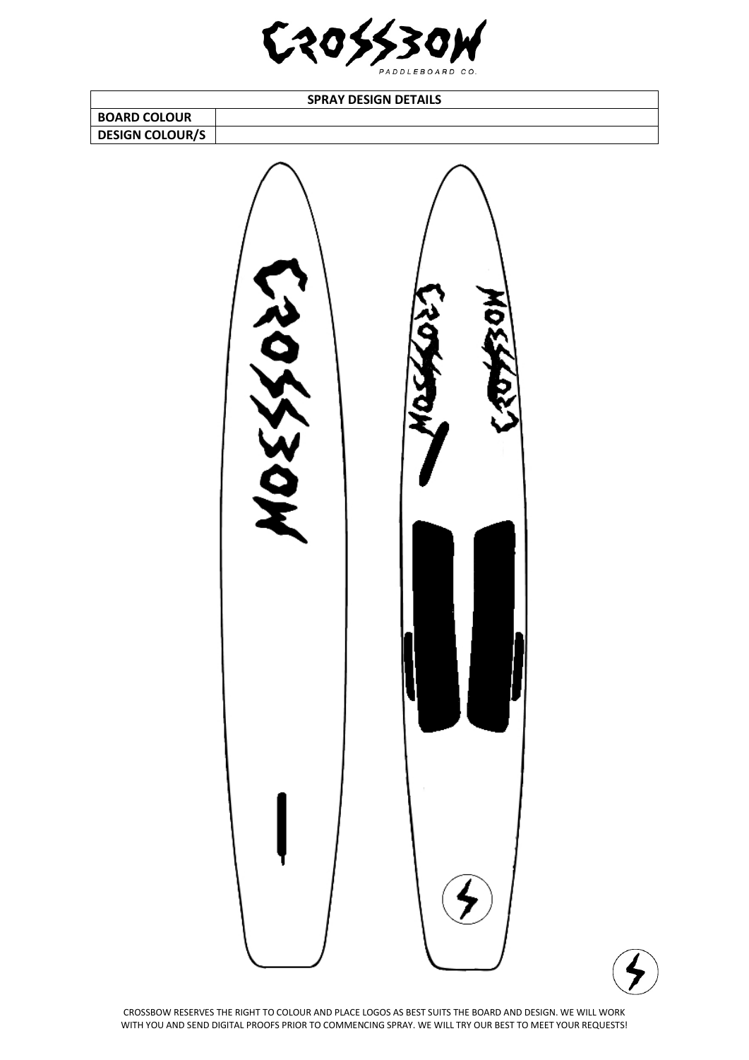CROSSBOW
PADDLEBOARD CO.

| SPRAY DESIGN DETAILS | |
| --- | --- |
| **BOARD COLOUR** | |
| **DESIGN COLOUR/S** | |

CROSSBOW RESERVES THE RIGHT TO COLOUR AND PLACE LOGOS AS BEST SUITS THE BOARD AND DESIGN. WE WILL WORK WITH YOU AND SEND DIGITAL PROOFS PRIOR TO COMMENCING SPRAY. WE WILL TRY OUR BEST TO MEET YOUR REQUESTS!